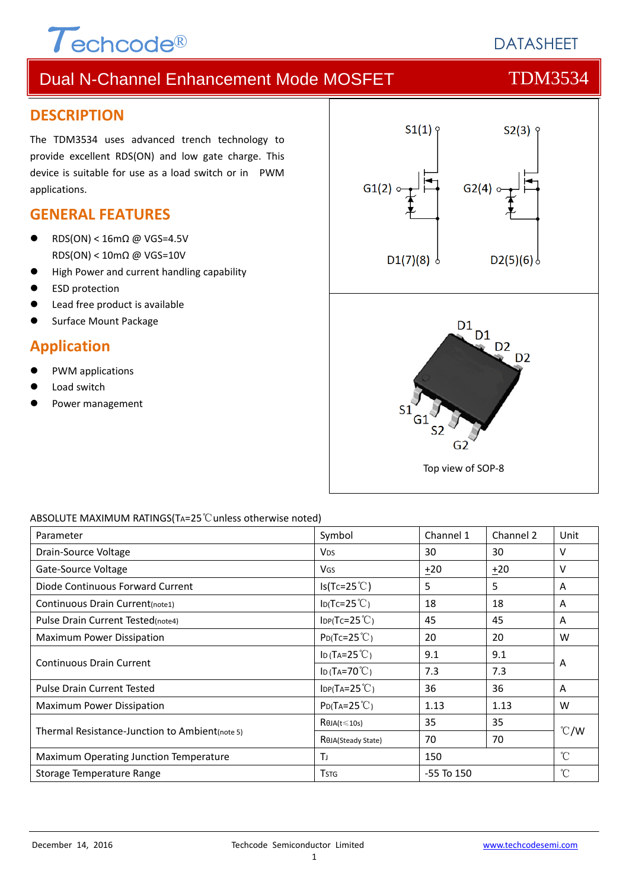Techcode®

DATASHEET

# Dual N-Channel Enhancement Mode MOSFET TDM3534

## DESCRIPTION

The TDM3534 uses advanced trench technology to provide excellent RDS(ON) and low gate charge. This device is suitable for use as a load switch or in PWM applications.

## GENERAL FEATURES

- RDS(ON) < 16mΩ @ VGS=4.5V
  RDS(ON) < 10mΩ @ VGS=10V
- High Power and current handling capability
- ESD protection
- Lead free product is available
- Surface Mount Package

## Application

- PWM applications
- Load switch
- Power management

S1(1) S2(3) G1(2) G2(4) D1(7)(8) D2(5)(6)

D1 D1 D2 D2 S1 G1 S2 G2

Top view of SOP-8

ABSOLUTE MAXIMUM RATINGS($T_A$=25℃unless otherwise noted)

| Parameter | Symbol | Channel 1 | Channel 2 | Unit |
|---|---|---|---|---|
| Drain-Source Voltage | $V_{DS}$ | 30 | 30 | V |
| Gate-Source Voltage | $V_{GS}$ | ±20 | ±20 | V |
| Diode Continuous Forward Current | $I_S$($T_C$=25℃) | 5 | 5 | A |
| Continuous Drain Current(note1) | $I_D$($T_C$=25℃) | 18 | 18 | A |
| Pulse Drain Current Tested(note4) | $I_{DP}$($T_C$=25℃) | 45 | 45 | A |
| Maximum Power Dissipation | $P_D$($T_C$=25℃) | 20 | 20 | W |
| Continuous Drain Current | $I_D$ ($T_A$=25℃) | 9.1 | 9.1 | A |
| | $I_D$ ($T_A$=70℃) | 7.3 | 7.3 | |
| Pulse Drain Current Tested | $I_{DP}$($T_A$=25℃) | 36 | 36 | A |
| Maximum Power Dissipation | $P_D$($T_A$=25℃) | 1.13 | 1.13 | W |
| Thermal Resistance-Junction to Ambient(note 5) | $R_{\theta JA}$(t≤10s) | 35 | 35 | ℃/W |
| | $R_{\theta JA}$(Steady State) | 70 | 70 | |
| Maximum Operating Junction Temperature | $T_J$ | 150 | | ℃ |
| Storage Temperature Range | $T_{STG}$ | -55 To 150 | | ℃ |

December 14, 2016 Techcode Semiconductor Limited www.techcodesemi.com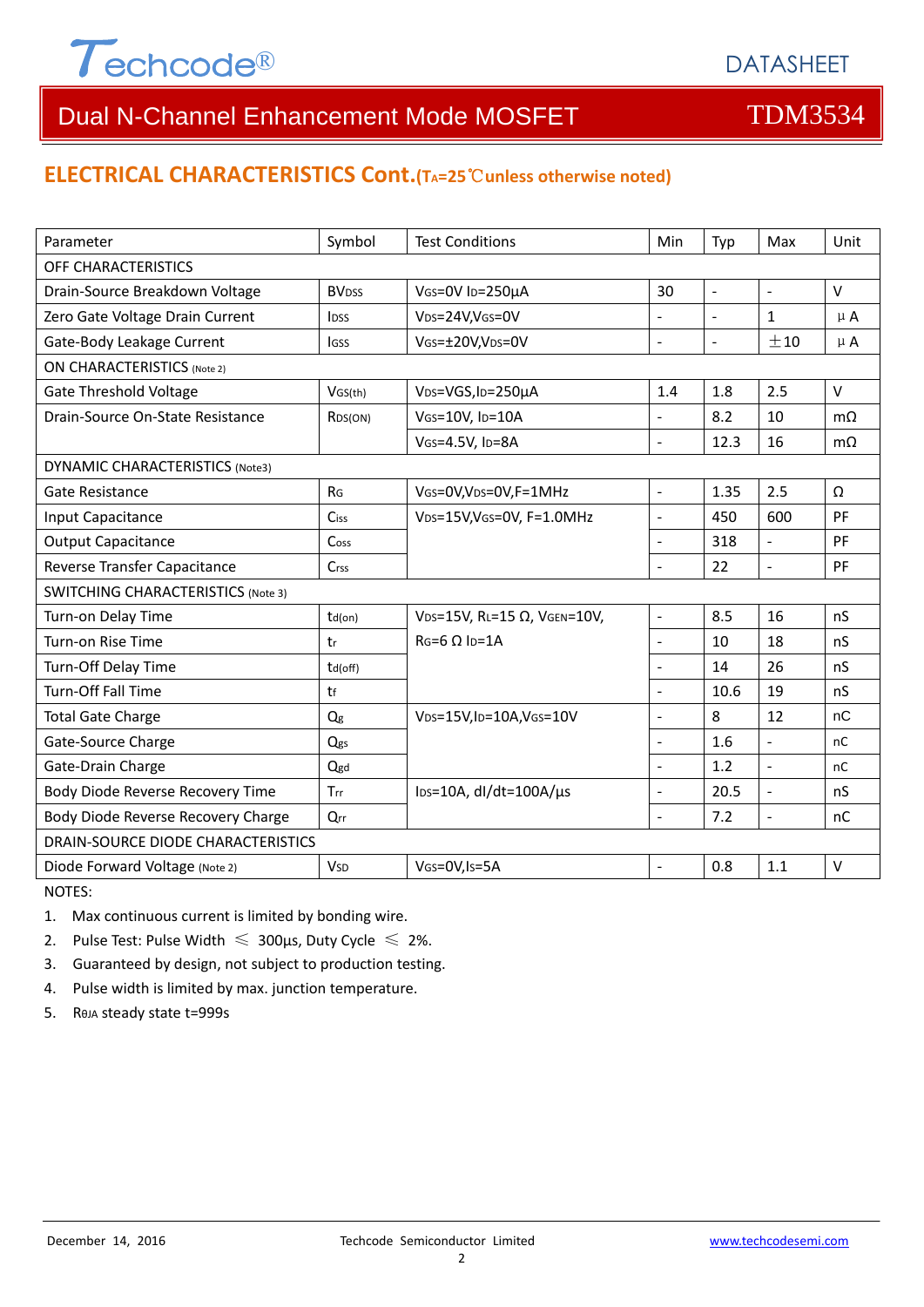Dual N-Channel Enhancement Mode MOSFET — TDM3534

## ELECTRICAL CHARACTERISTICS Cont.($T_A$=25℃unless otherwise noted)

| Parameter | Symbol | Test Conditions | Min | Typ | Max | Unit |
|---|---|---|---|---|---|---|
| OFF CHARACTERISTICS | | | | | | |
| Drain-Source Breakdown Voltage | $BV_{DSS}$ | $V_{GS}$=0V $I_D$=250µA | 30 | - | - | V |
| Zero Gate Voltage Drain Current | $I_{DSS}$ | $V_{DS}$=24V,$V_{GS}$=0V | - | - | 1 | µA |
| Gate-Body Leakage Current | $I_{GSS}$ | $V_{GS}$=±20V,$V_{DS}$=0V | - | - | ±10 | µA |
| ON CHARACTERISTICS (Note 2) | | | | | | |
| Gate Threshold Voltage | $V_{GS(th)}$ | $V_{DS}$=VGS,$I_D$=250µA | 1.4 | 1.8 | 2.5 | V |
| Drain-Source On-State Resistance | $R_{DS(ON)}$ | $V_{GS}$=10V, $I_D$=10A | - | 8.2 | 10 | mΩ |
| | | $V_{GS}$=4.5V, $I_D$=8A | - | 12.3 | 16 | mΩ |
| DYNAMIC CHARACTERISTICS (Note3) | | | | | | |
| Gate Resistance | $R_G$ | $V_{GS}$=0V,$V_{DS}$=0V,F=1MHz | - | 1.35 | 2.5 | Ω |
| Input Capacitance | $C_{iss}$ | $V_{DS}$=15V,$V_{GS}$=0V, F=1.0MHz | - | 450 | 600 | PF |
| Output Capacitance | $C_{oss}$ | | - | 318 | - | PF |
| Reverse Transfer Capacitance | $C_{rss}$ | | - | 22 | - | PF |
| SWITCHING CHARACTERISTICS (Note 3) | | | | | | |
| Turn-on Delay Time | $t_{d(on)}$ | $V_{DS}$=15V, $R_L$=15 Ω, $V_{GEN}$=10V, $R_G$=6 Ω $I_D$=1A | - | 8.5 | 16 | nS |
| Turn-on Rise Time | $t_r$ | | - | 10 | 18 | nS |
| Turn-Off Delay Time | $t_{d(off)}$ | | - | 14 | 26 | nS |
| Turn-Off Fall Time | $t_f$ | | - | 10.6 | 19 | nS |
| Total Gate Charge | $Q_g$ | $V_{DS}$=15V,$I_D$=10A,$V_{GS}$=10V | - | 8 | 12 | nC |
| Gate-Source Charge | $Q_{gs}$ | | - | 1.6 | - | nC |
| Gate-Drain Charge | $Q_{gd}$ | | - | 1.2 | - | nC |
| Body Diode Reverse Recovery Time | $T_{rr}$ | $I_{DS}$=10A, dI/dt=100A/µs | - | 20.5 | - | nS |
| Body Diode Reverse Recovery Charge | $Q_{rr}$ | | - | 7.2 | - | nC |
| DRAIN-SOURCE DIODE CHARACTERISTICS | | | | | | |
| Diode Forward Voltage (Note 2) | $V_{SD}$ | $V_{GS}$=0V,$I_S$=5A | - | 0.8 | 1.1 | V |

NOTES:

1. Max continuous current is limited by bonding wire.
2. Pulse Test: Pulse Width ≤ 300µs, Duty Cycle ≤ 2%.
3. Guaranteed by design, not subject to production testing.
4. Pulse width is limited by max. junction temperature.
5. $R_{θJA}$ steady state t=999s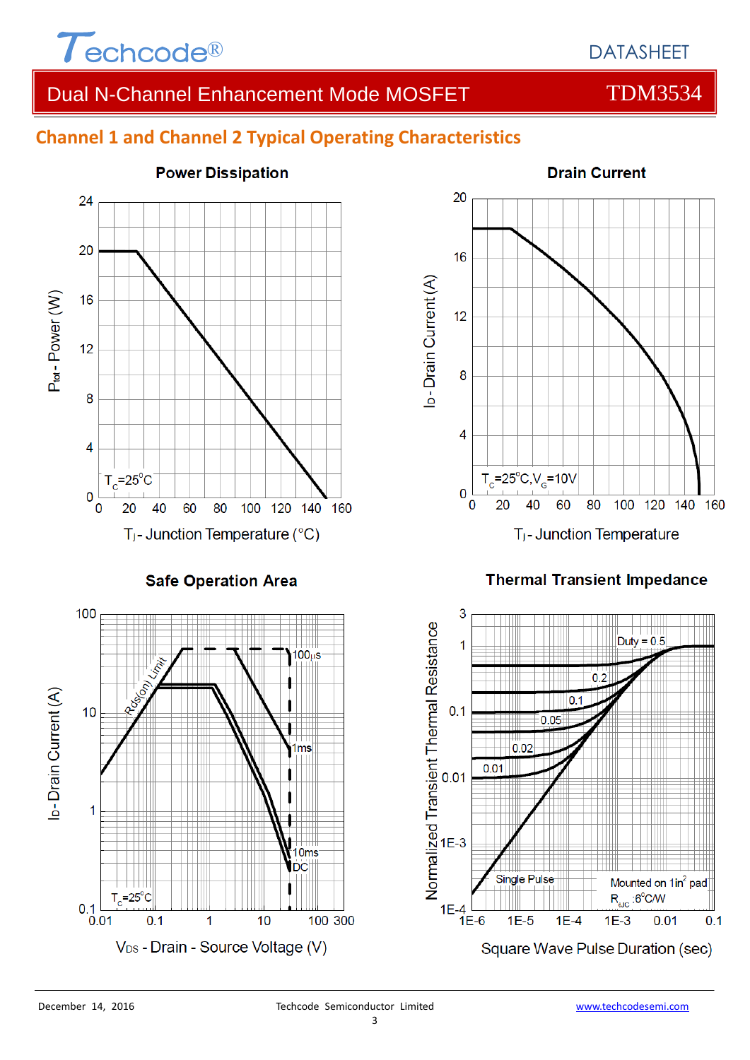## Channel 1 and Channel 2 Typical Operating Characteristics

**Power Discipation**

$P_{tot}$ - Power (W) vs. $T_j$ - Junction Temperature (°C); $T_C$=25°C

**Drain Current**

$I_D$ - Drain Current (A) vs. $T_j$ - Junction Temperature; $T_C$=25°C, $V_G$=10V

**Safe Operation Area**

$I_D$ - Drain Current (A) vs. $V_{DS}$ - Drain - Source Voltage (V); $T_C$=25°C; Rds(on) Limit; 100μs, 1ms, 10ms, DC

**Thermal Transient Impedance**

Normalized Transient Thermal Resistance vs. Square Wave Pulse Duration (sec); Duty = 0.5, 0.2, 0.1, 0.05, 0.02, 0.01, Single Pulse; Mounted on 1in² pad, $R_{\theta JC}$ :6°C/W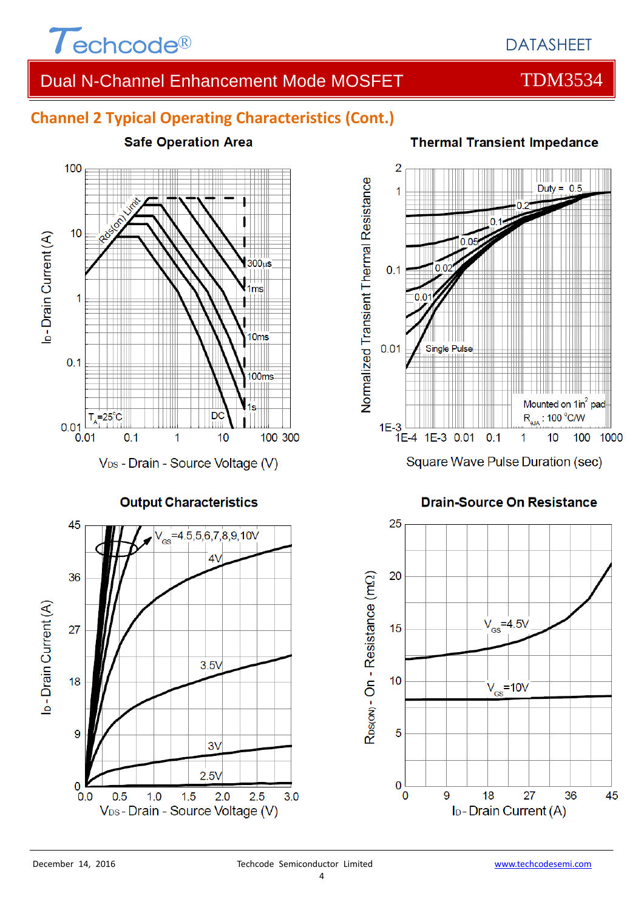## Channel 2 Typical Operating Characteristics (Cont.)

**Safe Operation Area**

Rds(on) Limit

300μs
1ms
10ms
100ms
1s
DC

$T_A$=25°C

$I_D$ - Drain Current (A)

$V_{DS}$ - Drain - Source Voltage (V)

**Thermal Transient Impedance**

Duty = 0.5
0.2
0.1
0.05
0.02
0.01
Single Pulse

Mounted on 1in² pad
$R_{\theta JA}$ : 100 °C/W

Normalized Transient Thermal Resistance

Square Wave Pulse Duration (sec)

**Output Characteristics**

$V_{GS}$=4.5,5,6,7,8,9,10V
4V
3.5V
3V
2.5V

$I_D$ - Drain Current (A)

$V_{DS}$ - Drain - Source Voltage (V)

**Drain-Source On Resistance**

$V_{GS}$=4.5V
$V_{GS}$=10V

$R_{DS(ON)}$ - On - Resistance (mΩ)

$I_D$ - Drain Current (A)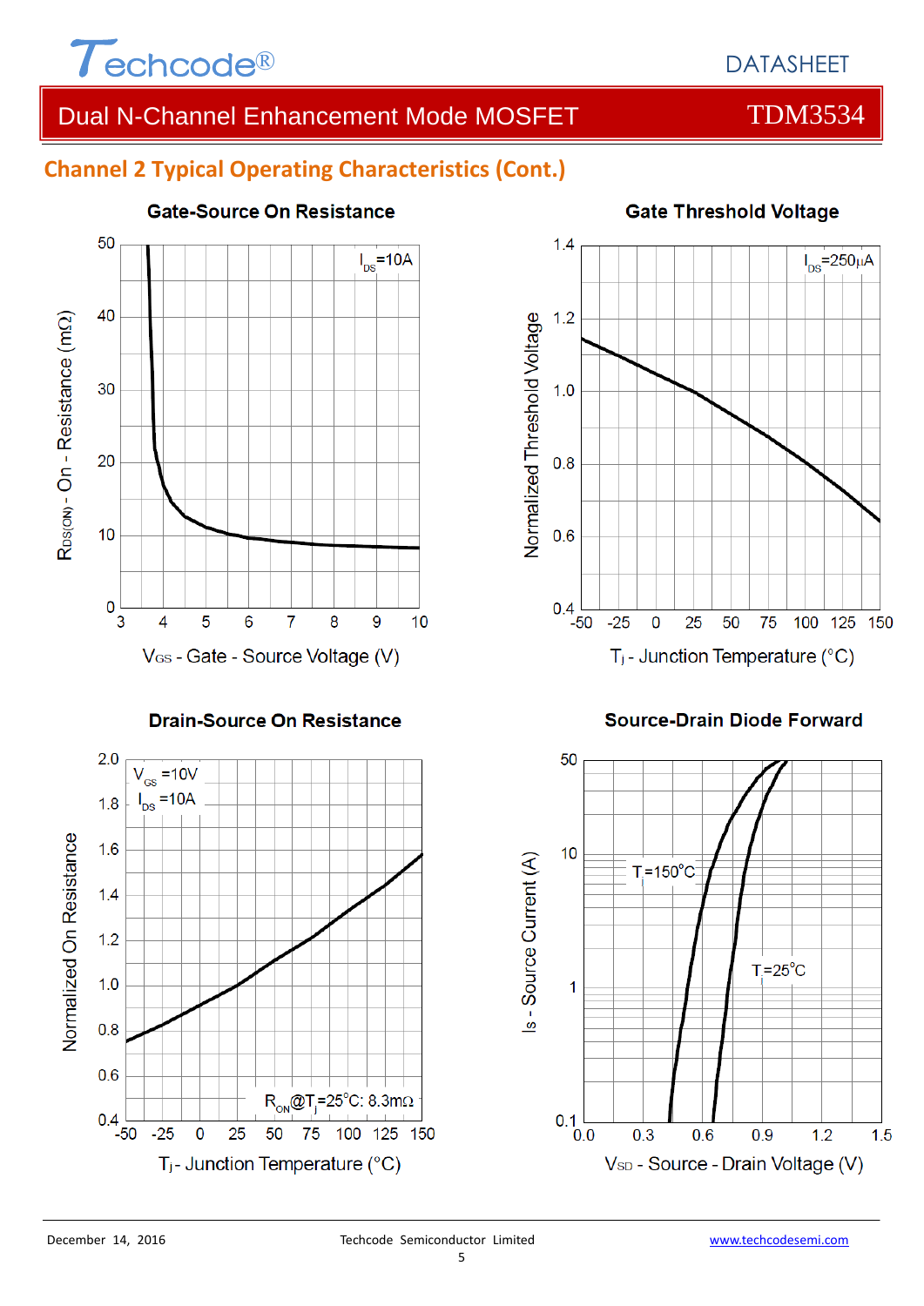## Channel 2 Typical Operating Characteristics (Cont.)

**Gate-Source On Resistance**

$I_{DS}$=10A

$R_{DS(ON)}$ - On - Resistance (mΩ)

$V_{GS}$ - Gate - Source Voltage (V)

**Gate Threshold Voltage**

$I_{DS}$=250μA

Normalized Threshold Voltage

$T_j$ - Junction Temperature (°C)

**Drain-Source On Resistance**

$V_{GS}$ =10V

$I_{DS}$ =10A

$R_{ON}$@$T_j$=25°C: 8.3mΩ

Normalized On Resistance

$T_j$- Junction Temperature (°C)

**Source-Drain Diode Forward**

$T_j$=150°C

$T_j$=25°C

Is - Source Current (A)

$V_{SD}$ - Source - Drain Voltage (V)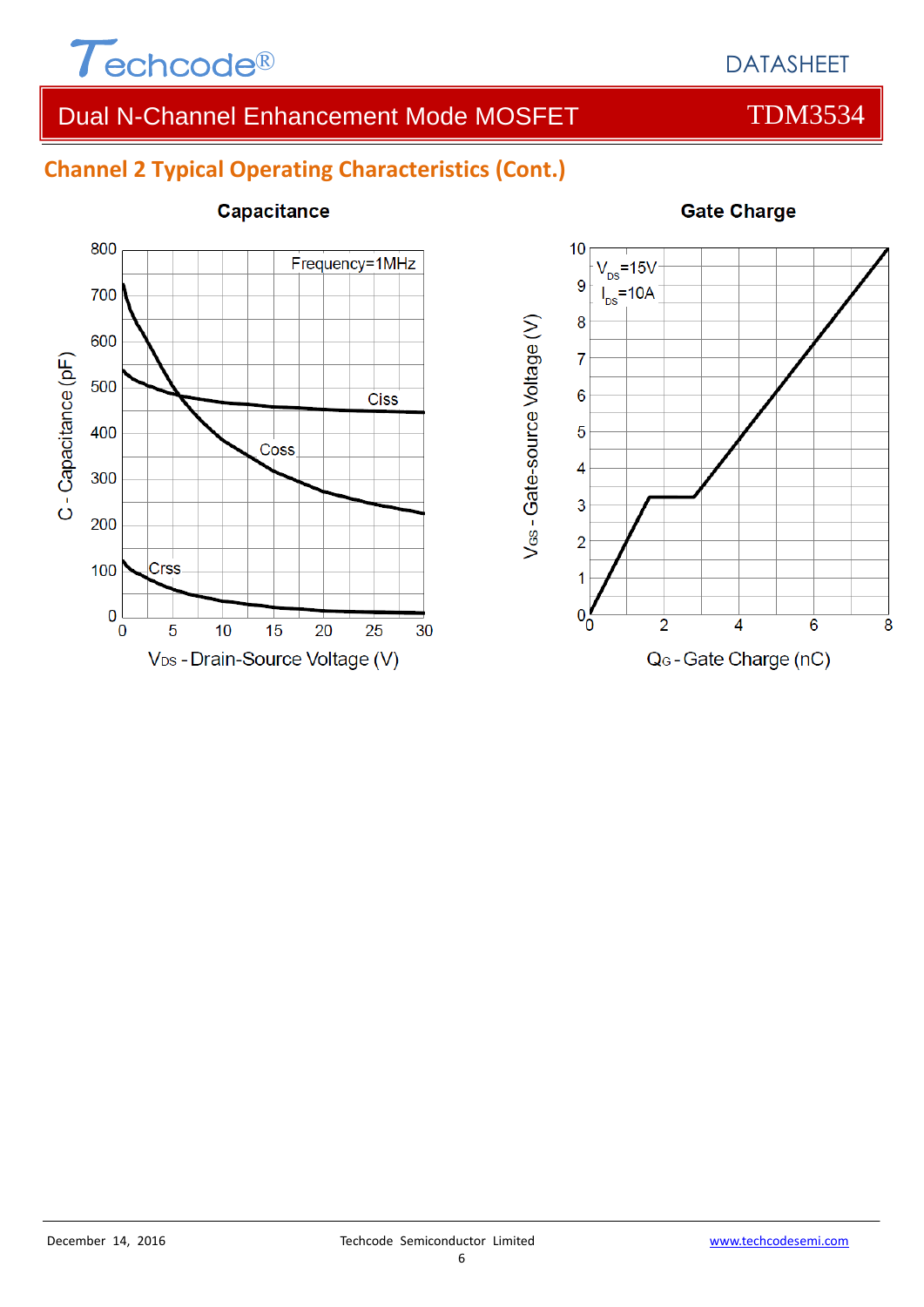## Channel 2 Typical Operating Characteristics (Cont.)

**Capacitance**

Frequency=1MHz

Ciss

Coss

Crss

C - Capacitance (pF)

$V_{DS}$ - Drain-Source Voltage (V)

**Gate Charge**

$V_{DS}$=15V

$I_{DS}$=10A

$V_{GS}$ - Gate-source Voltage (V)

$Q_G$ - Gate Charge (nC)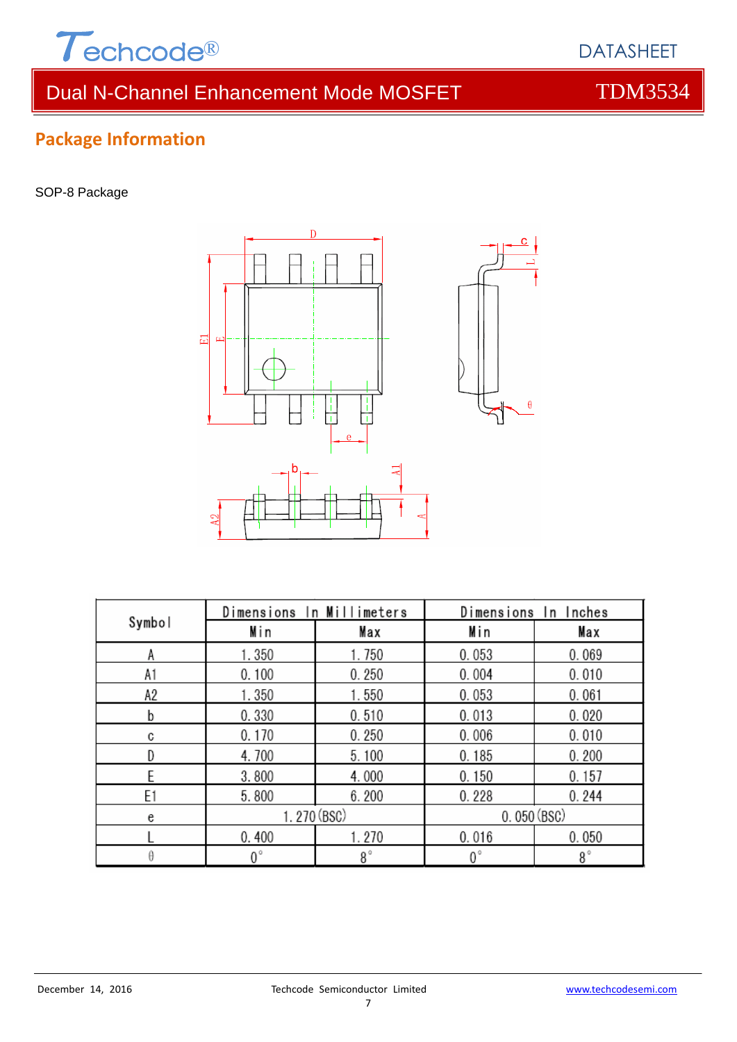## Package Information

SOP-8 Package

| Symbol | Dimensions In Millimeters | | Dimensions In Inches | |
|---|---|---|---|---|
| | Min | Max | Min | Max |
| A | 1.350 | 1.750 | 0.053 | 0.069 |
| A1 | 0.100 | 0.250 | 0.004 | 0.010 |
| A2 | 1.350 | 1.550 | 0.053 | 0.061 |
| b | 0.330 | 0.510 | 0.013 | 0.020 |
| c | 0.170 | 0.250 | 0.006 | 0.010 |
| D | 4.700 | 5.100 | 0.185 | 0.200 |
| E | 3.800 | 4.000 | 0.150 | 0.157 |
| E1 | 5.800 | 6.200 | 0.228 | 0.244 |
| e | 1.270 (BSC) | | 0.050 (BSC) | |
| L | 0.400 | 1.270 | 0.016 | 0.050 |
| θ | 0° | 8° | 0° | 8° |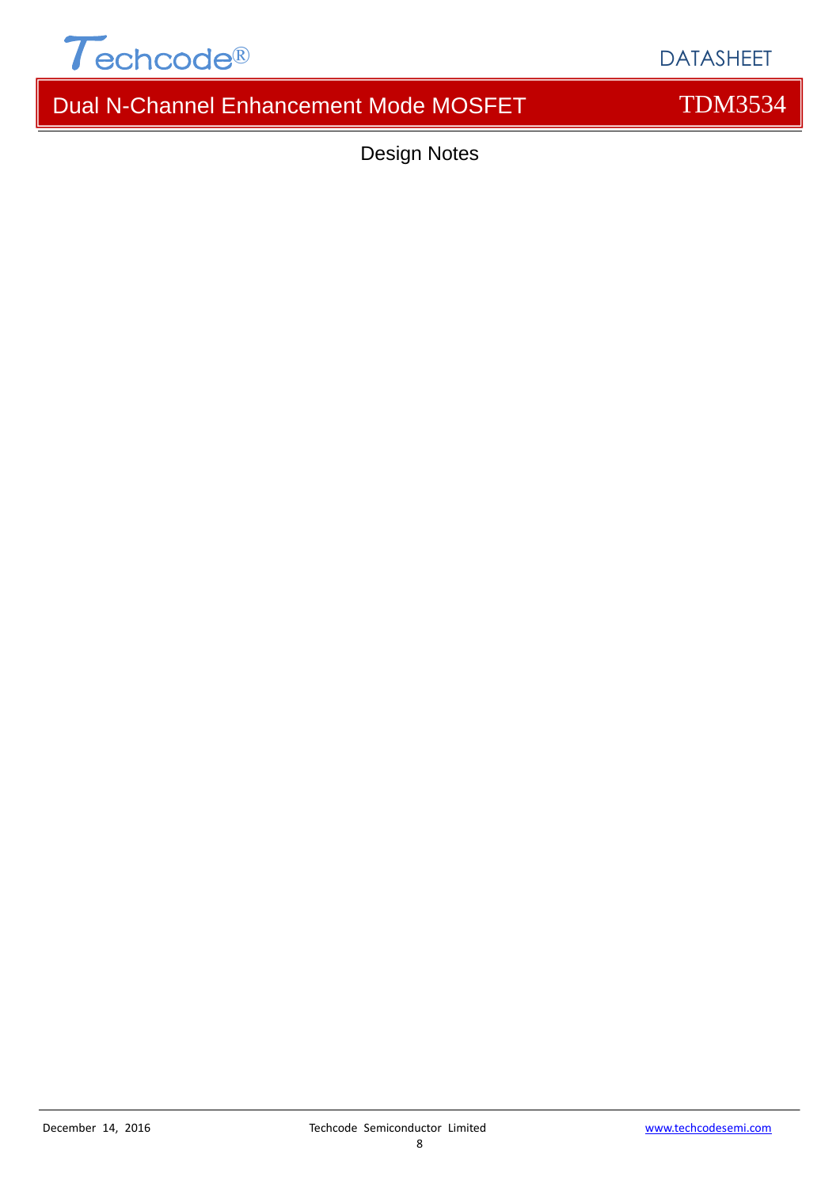Design Notes